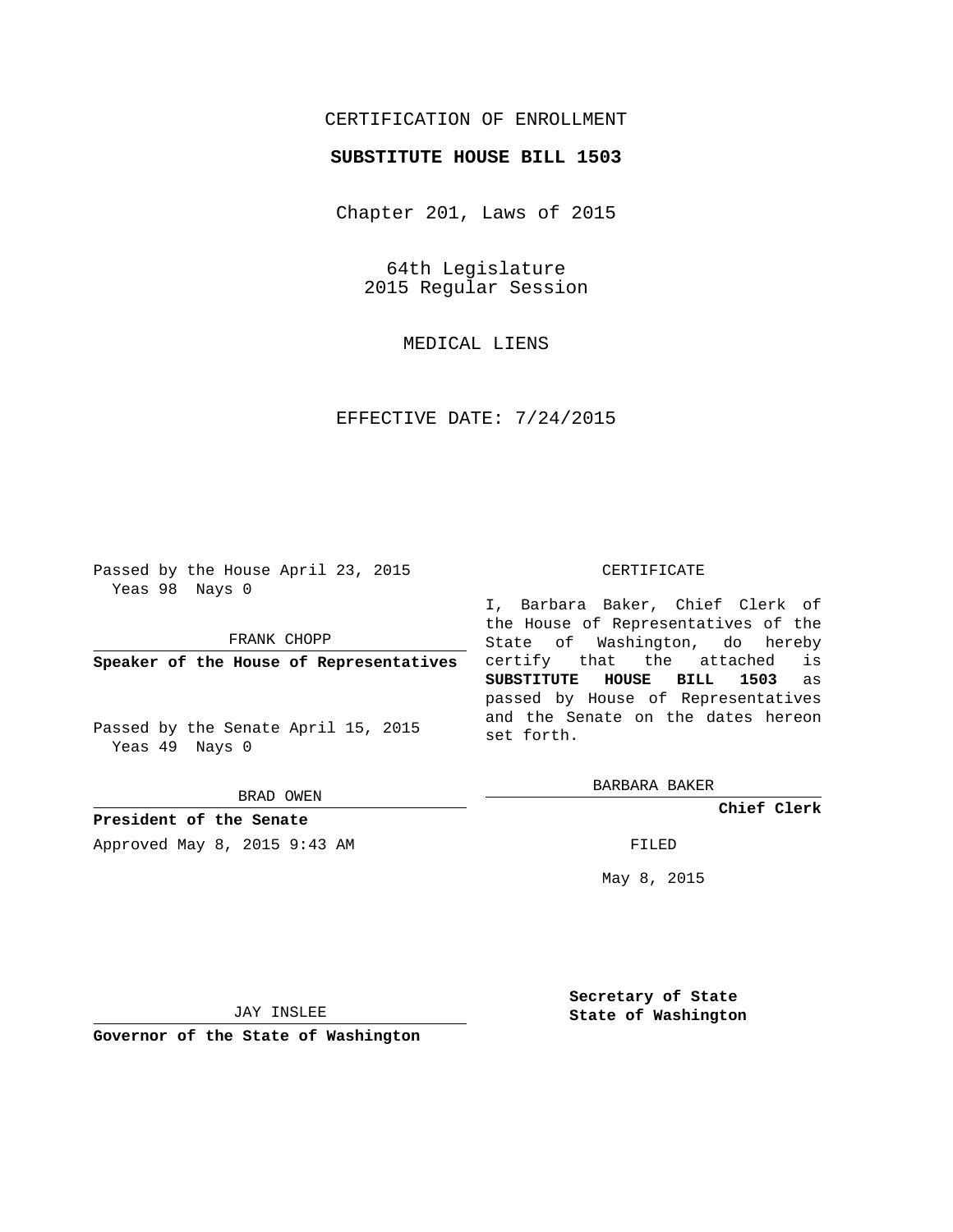CERTIFICATION OF ENROLLMENT

**SUBSTITUTE HOUSE BILL 1503**

Chapter 201, Laws of 2015

64th Legislature
2015 Regular Session

MEDICAL LIENS

EFFECTIVE DATE: 7/24/2015

Passed by the House April 23, 2015
Yeas 98 Nays 0

FRANK CHOPP

**Speaker of the House of Representatives**

Passed by the Senate April 15, 2015
Yeas 49 Nays 0

BRAD OWEN

**President of the Senate**

Approved May 8, 2015 9:43 AM

JAY INSLEE

**Governor of the State of Washington**

CERTIFICATE

I, Barbara Baker, Chief Clerk of the House of Representatives of the State of Washington, do hereby certify that the attached is **SUBSTITUTE HOUSE BILL 1503** as passed by House of Representatives and the Senate on the dates hereon set forth.

BARBARA BAKER

**Chief Clerk**

FILED

May 8, 2015

**Secretary of State**
**State of Washington**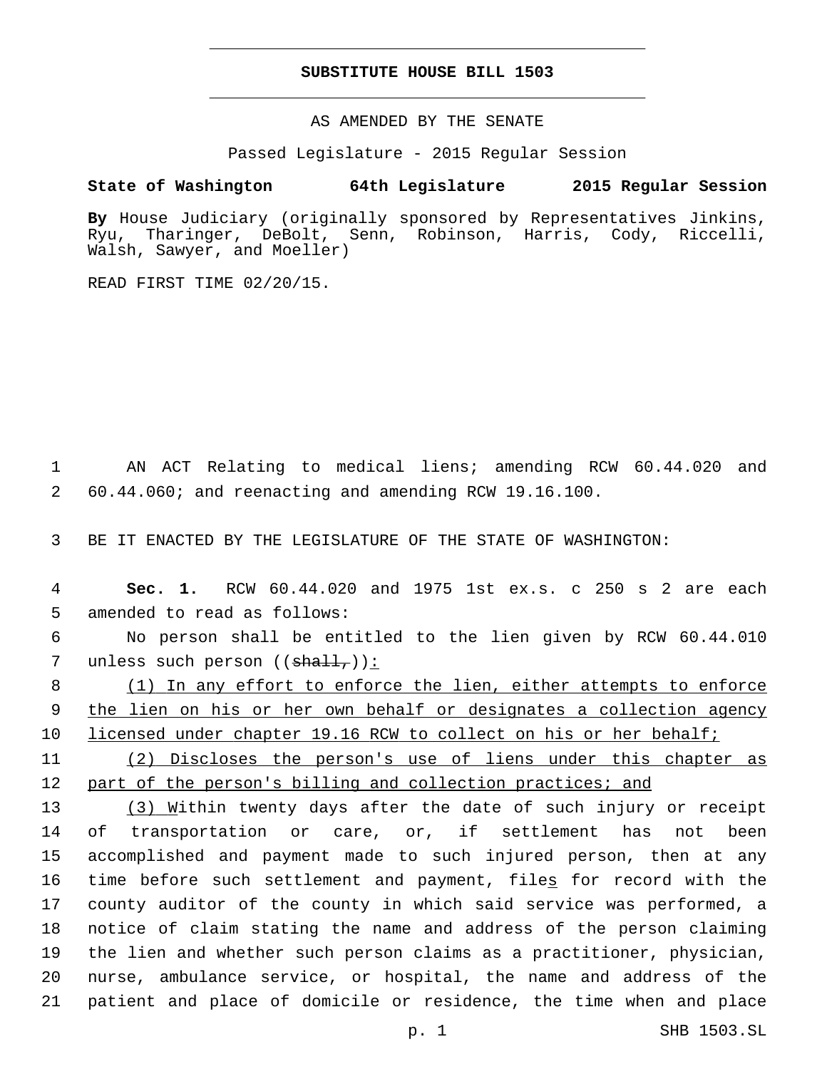# SUBSTITUTE HOUSE BILL 1503

AS AMENDED BY THE SENATE

Passed Legislature - 2015 Regular Session

**State of Washington 64th Legislature 2015 Regular Session**

**By** House Judiciary (originally sponsored by Representatives Jinkins, Ryu, Tharinger, DeBolt, Senn, Robinson, Harris, Cody, Riccelli, Walsh, Sawyer, and Moeller)

READ FIRST TIME 02/20/15.

1 AN ACT Relating to medical liens; amending RCW 60.44.020 and 2 60.44.060; and reenacting and amending RCW 19.16.100.

3 BE IT ENACTED BY THE LEGISLATURE OF THE STATE OF WASHINGTON:

4 **Sec. 1.** RCW 60.44.020 and 1975 1st ex.s. c 250 s 2 are each 5 amended to read as follows:

6 No person shall be entitled to the lien given by RCW 60.44.010 7 unless such person ((~~shall,~~)):

8 (1) In any effort to enforce the lien, either attempts to enforce 9 the lien on his or her own behalf or designates a collection agency 10 licensed under chapter 19.16 RCW to collect on his or her behalf;

11 (2) Discloses the person's use of liens under this chapter as 12 part of the person's billing and collection practices; and

13 (3) Within twenty days after the date of such injury or receipt 14 of transportation or care, or, if settlement has not been 15 accomplished and payment made to such injured person, then at any 16 time before such settlement and payment, files for record with the 17 county auditor of the county in which said service was performed, a 18 notice of claim stating the name and address of the person claiming 19 the lien and whether such person claims as a practitioner, physician, 20 nurse, ambulance service, or hospital, the name and address of the 21 patient and place of domicile or residence, the time when and place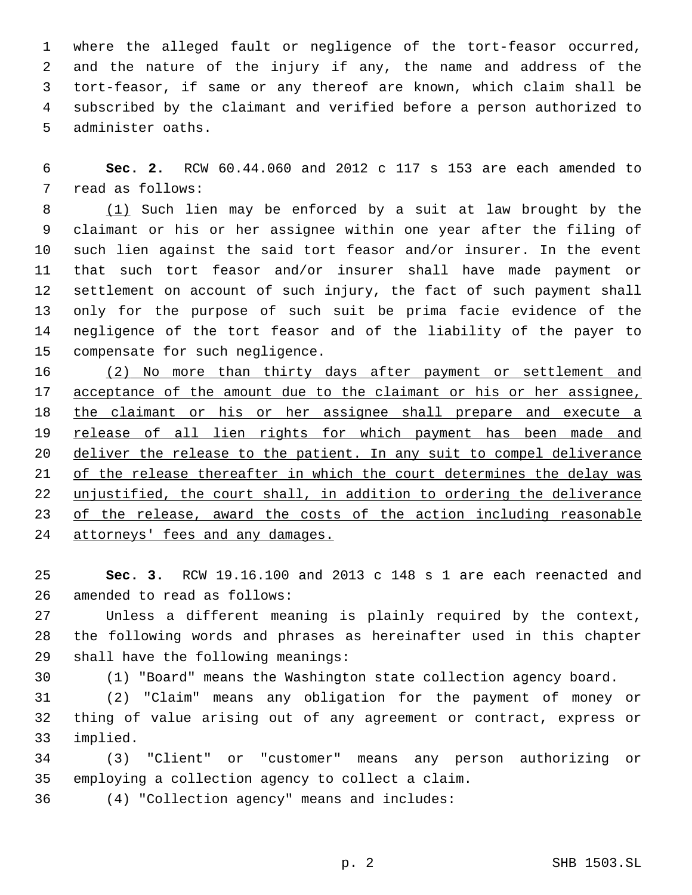where the alleged fault or negligence of the tort-feasor occurred, and the nature of the injury if any, the name and address of the tort-feasor, if same or any thereof are known, which claim shall be subscribed by the claimant and verified before a person authorized to administer oaths.

**Sec. 2.** RCW 60.44.060 and 2012 c 117 s 153 are each amended to read as follows:

<u>(1)</u> Such lien may be enforced by a suit at law brought by the claimant or his or her assignee within one year after the filing of such lien against the said tort feasor and/or insurer. In the event that such tort feasor and/or insurer shall have made payment or settlement on account of such injury, the fact of such payment shall only for the purpose of such suit be prima facie evidence of the negligence of the tort feasor and of the liability of the payer to compensate for such negligence.

<u>(2) No more than thirty days after payment or settlement and acceptance of the amount due to the claimant or his or her assignee, the claimant or his or her assignee shall prepare and execute a release of all lien rights for which payment has been made and deliver the release to the patient. In any suit to compel deliverance of the release thereafter in which the court determines the delay was unjustified, the court shall, in addition to ordering the deliverance of the release, award the costs of the action including reasonable attorneys' fees and any damages.</u>

**Sec. 3.** RCW 19.16.100 and 2013 c 148 s 1 are each reenacted and amended to read as follows:

Unless a different meaning is plainly required by the context, the following words and phrases as hereinafter used in this chapter shall have the following meanings:

(1) "Board" means the Washington state collection agency board.

(2) "Claim" means any obligation for the payment of money or thing of value arising out of any agreement or contract, express or implied.

(3) "Client" or "customer" means any person authorizing or employing a collection agency to collect a claim.

(4) "Collection agency" means and includes: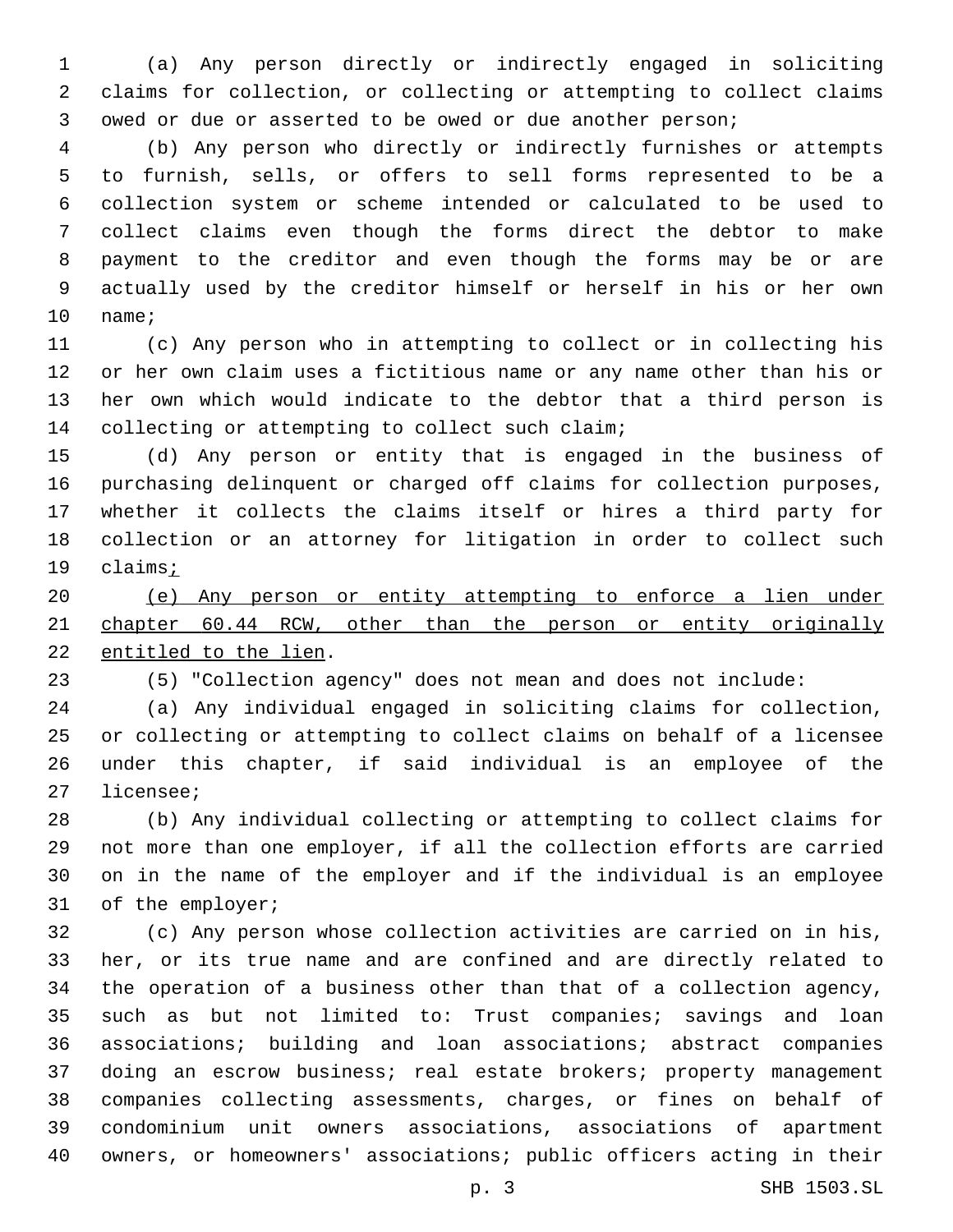(a) Any person directly or indirectly engaged in soliciting claims for collection, or collecting or attempting to collect claims owed or due or asserted to be owed or due another person;

(b) Any person who directly or indirectly furnishes or attempts to furnish, sells, or offers to sell forms represented to be a collection system or scheme intended or calculated to be used to collect claims even though the forms direct the debtor to make payment to the creditor and even though the forms may be or are actually used by the creditor himself or herself in his or her own name;

(c) Any person who in attempting to collect or in collecting his or her own claim uses a fictitious name or any name other than his or her own which would indicate to the debtor that a third person is collecting or attempting to collect such claim;

(d) Any person or entity that is engaged in the business of purchasing delinquent or charged off claims for collection purposes, whether it collects the claims itself or hires a third party for collection or an attorney for litigation in order to collect such claims<u>;</u>

<u>(e) Any person or entity attempting to enforce a lien under chapter 60.44 RCW, other than the person or entity originally entitled to the lien</u>.

(5) "Collection agency" does not mean and does not include:

(a) Any individual engaged in soliciting claims for collection, or collecting or attempting to collect claims on behalf of a licensee under this chapter, if said individual is an employee of the licensee;

(b) Any individual collecting or attempting to collect claims for not more than one employer, if all the collection efforts are carried on in the name of the employer and if the individual is an employee of the employer;

(c) Any person whose collection activities are carried on in his, her, or its true name and are confined and are directly related to the operation of a business other than that of a collection agency, such as but not limited to: Trust companies; savings and loan associations; building and loan associations; abstract companies doing an escrow business; real estate brokers; property management companies collecting assessments, charges, or fines on behalf of condominium unit owners associations, associations of apartment owners, or homeowners' associations; public officers acting in their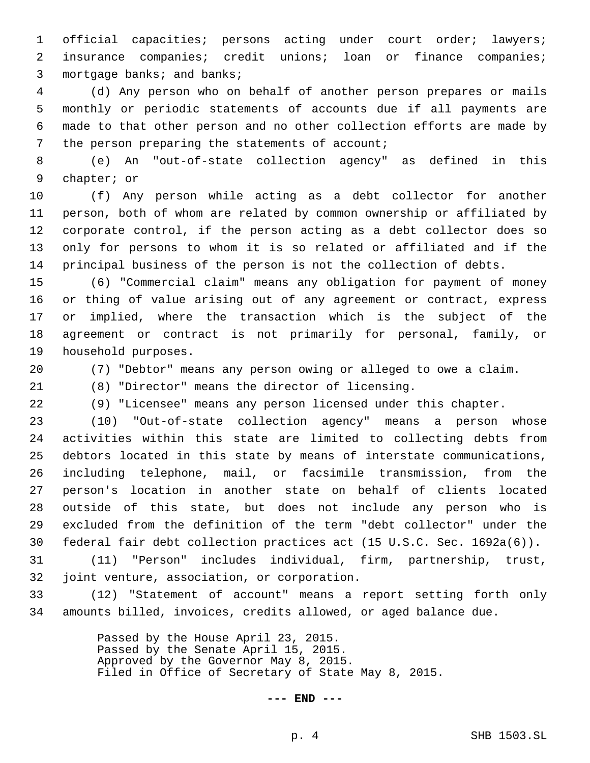official capacities; persons acting under court order; lawyers; insurance companies; credit unions; loan or finance companies; mortgage banks; and banks;

(d) Any person who on behalf of another person prepares or mails monthly or periodic statements of accounts due if all payments are made to that other person and no other collection efforts are made by the person preparing the statements of account;

(e) An "out-of-state collection agency" as defined in this chapter; or

(f) Any person while acting as a debt collector for another person, both of whom are related by common ownership or affiliated by corporate control, if the person acting as a debt collector does so only for persons to whom it is so related or affiliated and if the principal business of the person is not the collection of debts.

(6) "Commercial claim" means any obligation for payment of money or thing of value arising out of any agreement or contract, express or implied, where the transaction which is the subject of the agreement or contract is not primarily for personal, family, or household purposes.

(7) "Debtor" means any person owing or alleged to owe a claim.

(8) "Director" means the director of licensing.

(9) "Licensee" means any person licensed under this chapter.

(10) "Out-of-state collection agency" means a person whose activities within this state are limited to collecting debts from debtors located in this state by means of interstate communications, including telephone, mail, or facsimile transmission, from the person's location in another state on behalf of clients located outside of this state, but does not include any person who is excluded from the definition of the term "debt collector" under the federal fair debt collection practices act (15 U.S.C. Sec. 1692a(6)).

(11) "Person" includes individual, firm, partnership, trust, joint venture, association, or corporation.

(12) "Statement of account" means a report setting forth only amounts billed, invoices, credits allowed, or aged balance due.

Passed by the House April 23, 2015.
Passed by the Senate April 15, 2015.
Approved by the Governor May 8, 2015.
Filed in Office of Secretary of State May 8, 2015.

**--- END ---**